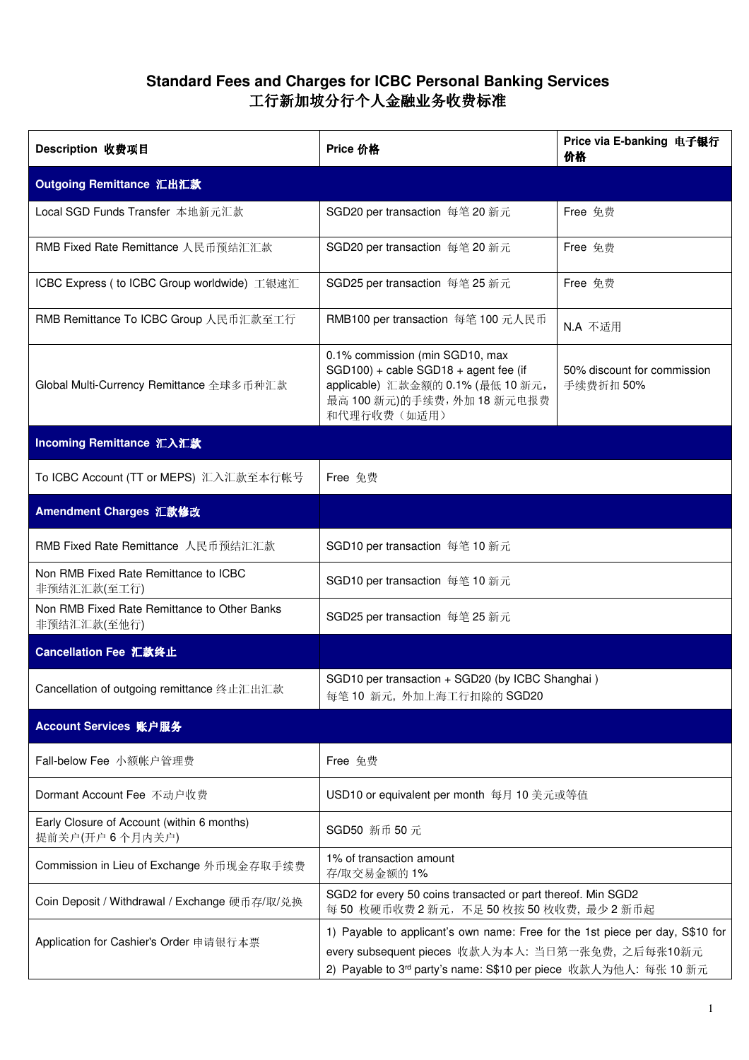# Standard Fees and Charges for ICBC Personal Banking Services
# 工行新加坡分行个人金融业务收费标准

| Description 收费项目 | Price 价格 | Price via E-banking 电子银行价格 |
|---|---|---|
| **Outgoing Remittance 汇出汇款** | | |
| Local SGD Funds Transfer 本地新元汇款 | SGD20 per transaction 每笔 20 新元 | Free 免费 |
| RMB Fixed Rate Remittance 人民币预结汇汇款 | SGD20 per transaction 每笔 20 新元 | Free 免费 |
| ICBC Express ( to ICBC Group worldwide) 工银速汇 | SGD25 per transaction 每笔 25 新元 | Free 免费 |
| RMB Remittance To ICBC Group 人民币汇款至工行 | RMB100 per transaction 每笔 100 元人民币 | N.A 不适用 |
| Global Multi-Currency Remittance 全球多币种汇款 | 0.1% commission (min SGD10, max SGD100) + cable SGD18 + agent fee (if applicable) 汇款金额的 0.1% (最低 10 新元，最高 100 新元)的手续费，外加 18 新元电报费和代理行收费（如适用） | 50% discount for commission 手续费折扣 50% |
| **Incoming Remittance 汇入汇款** | | |
| To ICBC Account (TT or MEPS) 汇入汇款至本行帐号 | Free 免费 | |
| **Amendment Charges 汇款修改** | | |
| RMB Fixed Rate Remittance 人民币预结汇汇款 | SGD10 per transaction 每笔 10 新元 | |
| Non RMB Fixed Rate Remittance to ICBC 非预结汇汇款(至工行) | SGD10 per transaction 每笔 10 新元 | |
| Non RMB Fixed Rate Remittance to Other Banks 非预结汇汇款(至他行) | SGD25 per transaction 每笔 25 新元 | |
| **Cancellation Fee 汇款终止** | | |
| Cancellation of outgoing remittance 终止汇出汇款 | SGD10 per transaction + SGD20 (by ICBC Shanghai ) 每笔 10 新元，外加上海工行扣除的 SGD20 | |
| **Account Services 账户服务** | | |
| Fall-below Fee 小额帐户管理费 | Free 免费 | |
| Dormant Account Fee 不动户收费 | USD10 or equivalent per month 每月 10 美元或等值 | |
| Early Closure of Account (within 6 months) 提前关户(开户 6 个月内关户) | SGD50 新币 50 元 | |
| Commission in Lieu of Exchange 外币现金存取手续费 | 1% of transaction amount 存/取交易金额的 1% | |
| Coin Deposit / Withdrawal / Exchange 硬币存/取/兑换 | SGD2 for every 50 coins transacted or part thereof. Min SGD2 每 50 枚硬币收费 2 新元，不足 50 枚按 50 枚收费，最少 2 新币起 | |
| Application for Cashier's Order 申请银行本票 | 1) Payable to applicant's own name: Free for the 1st piece per day, S$10 for every subsequent pieces 收款人为本人：当日第一张免费，之后每张10新元<br>2) Payable to 3rd party's name: S$10 per piece 收款人为他人：每张 10 新元 | |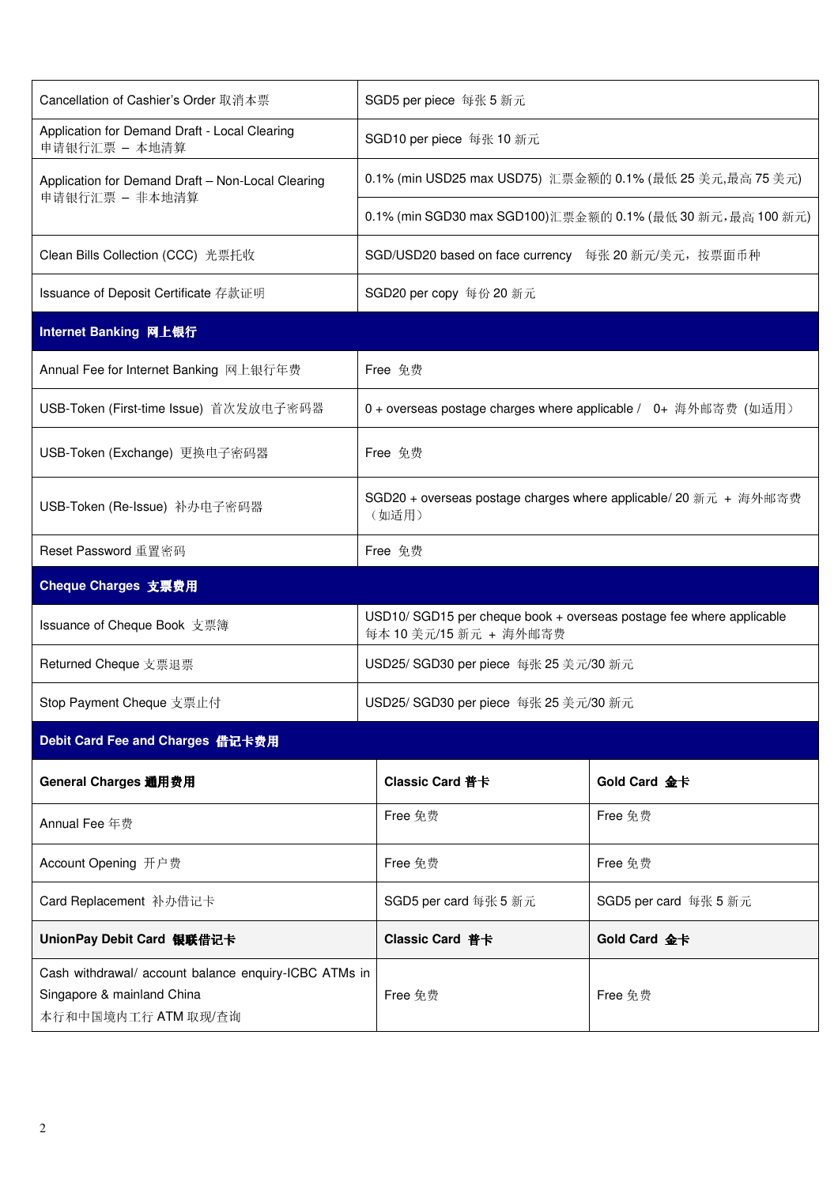| | |
|---|---|
| Cancellation of Cashier's Order 取消本票 | SGD5 per piece 每张 5 新元 |
| Application for Demand Draft - Local Clearing 申请银行汇票 – 本地清算 | SGD10 per piece 每张 10 新元 |
| Application for Demand Draft – Non-Local Clearing 申请银行汇票 – 非本地清算 | 0.1% (min USD25 max USD75) 汇票金额的 0.1% (最低 25 美元,最高 75 美元) |
| | 0.1% (min SGD30 max SGD100)汇票金额的 0.1% (最低 30 新元,最高 100 新元) |
| Clean Bills Collection (CCC) 光票托收 | SGD/USD20 based on face currency 每张 20 新元/美元，按票面币种 |
| Issuance of Deposit Certificate 存款证明 | SGD20 per copy 每份 20 新元 |
| **Internet Banking 网上银行** | |
| Annual Fee for Internet Banking 网上银行年费 | Free 免费 |
| USB-Token (First-time Issue) 首次发放电子密码器 | 0 + overseas postage charges where applicable / 0+ 海外邮寄费 (如适用） |
| USB-Token (Exchange) 更换电子密码器 | Free 免费 |
| USB-Token (Re-Issue) 补办电子密码器 | SGD20 + overseas postage charges where applicable/ 20 新元 + 海外邮寄费（如适用） |
| Reset Password 重置密码 | Free 免费 |
| **Cheque Charges 支票费用** | |
| Issuance of Cheque Book 支票簿 | USD10/ SGD15 per cheque book + overseas postage fee where applicable 每本 10 美元/15 新元 + 海外邮寄费 |
| Returned Cheque 支票退票 | USD25/ SGD30 per piece 每张 25 美元/30 新元 |
| Stop Payment Cheque 支票止付 | USD25/ SGD30 per piece 每张 25 美元/30 新元 |

**Debit Card Fee and Charges 借记卡费用**

| General Charges 通用费用 | Classic Card 普卡 | Gold Card 金卡 |
|---|---|---|
| Annual Fee 年费 | Free 免费 | Free 免费 |
| Account Opening 开户费 | Free 免费 | Free 免费 |
| Card Replacement 补办借记卡 | SGD5 per card 每张 5 新元 | SGD5 per card 每张 5 新元 |
| **UnionPay Debit Card 银联借记卡** | **Classic Card 普卡** | **Gold Card 金卡** |
| Cash withdrawal/ account balance enquiry-ICBC ATMs in Singapore & mainland China 本行和中国境内工行 ATM 取现/查询 | Free 免费 | Free 免费 |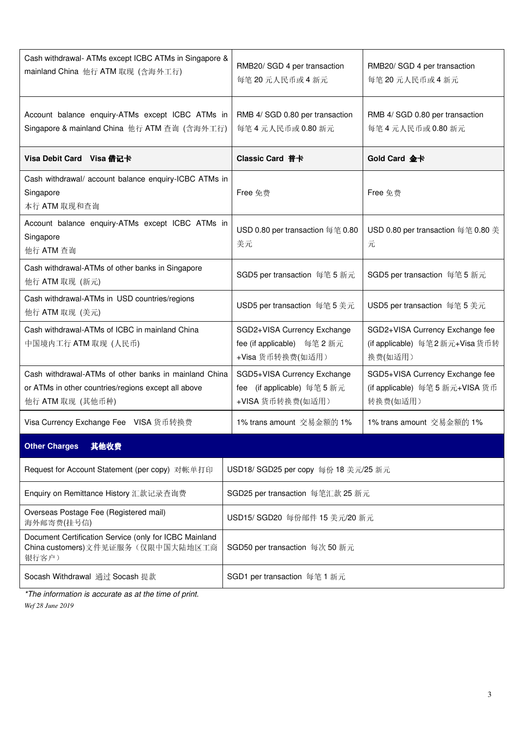| | | |
|---|---|---|
| Cash withdrawal- ATMs except ICBC ATMs in Singapore & mainland China 他行 ATM 取现 (含海外工行) | RMB20/ SGD 4 per transaction 每笔 20 元人民币或 4 新元 | RMB20/ SGD 4 per transaction 每笔 20 元人民币或 4 新元 |
| Account balance enquiry-ATMs except ICBC ATMs in Singapore & mainland China 他行 ATM 查询 (含海外工行) | RMB 4/ SGD 0.80 per transaction 每笔 4 元人民币或 0.80 新元 | RMB 4/ SGD 0.80 per transaction 每笔 4 元人民币或 0.80 新元 |
| **Visa Debit Card Visa 借记卡** | **Classic Card 普卡** | **Gold Card 金卡** |
| Cash withdrawal/ account balance enquiry-ICBC ATMs in Singapore 本行 ATM 取现和查询 | Free 免费 | Free 免费 |
| Account balance enquiry-ATMs except ICBC ATMs in Singapore 他行 ATM 查询 | USD 0.80 per transaction 每笔 0.80 美元 | USD 0.80 per transaction 每笔 0.80 美元 |
| Cash withdrawal-ATMs of other banks in Singapore 他行 ATM 取现 (新元) | SGD5 per transaction 每笔 5 新元 | SGD5 per transaction 每笔 5 新元 |
| Cash withdrawal-ATMs in USD countries/regions 他行 ATM 取现 (美元) | USD5 per transaction 每笔 5 美元 | USD5 per transaction 每笔 5 美元 |
| Cash withdrawal-ATMs of ICBC in mainland China 中国境内工行 ATM 取现 (人民币) | SGD2+VISA Currency Exchange fee (if applicable) 每笔 2 新元+Visa 货币转换费(如适用) | SGD2+VISA Currency Exchange fee (if applicable) 每笔2新元+Visa货币转换费(如适用) |
| Cash withdrawal-ATMs of other banks in mainland China or ATMs in other countries/regions except all above 他行 ATM 取现 (其他币种) | SGD5+VISA Currency Exchange fee (if applicable) 每笔 5 新元+VISA 货币转换费(如适用) | SGD5+VISA Currency Exchange fee (if applicable) 每笔 5 新元+VISA 货币转换费(如适用) |
| Visa Currency Exchange Fee VISA 货币转换费 | 1% trans amount 交易金额的 1% | 1% trans amount 交易金额的 1% |

## Other Charges 其他收费

| | |
|---|---|
| Request for Account Statement (per copy) 对帐单打印 | USD18/ SGD25 per copy 每份 18 美元/25 新元 |
| Enquiry on Remittance History 汇款记录查询费 | SGD25 per transaction 每笔汇款 25 新元 |
| Overseas Postage Fee (Registered mail) 海外邮寄费(挂号信) | USD15/ SGD20 每份邮件 15 美元/20 新元 |
| Document Certification Service (only for ICBC Mainland China customers) 文件见证服务（仅限中国大陆地区工商银行客户） | SGD50 per transaction 每次 50 新元 |
| Socash Withdrawal 通过 Socash 提款 | SGD1 per transaction 每笔 1 新元 |

*The information is accurate as at the time of print.*

*Wef 28 June 2019*